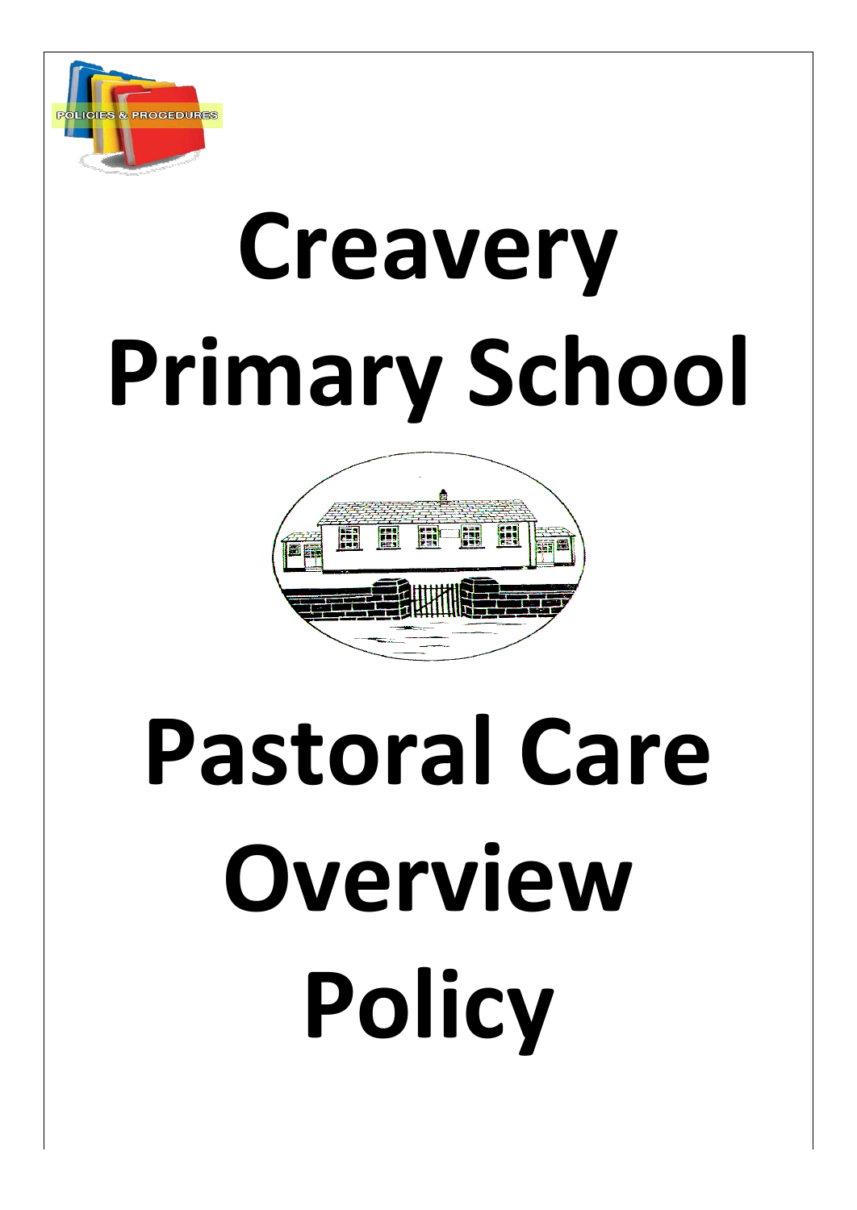POLICIES & PROCEDURES

# Creavery Primary School

# Pastoral Care Overview Policy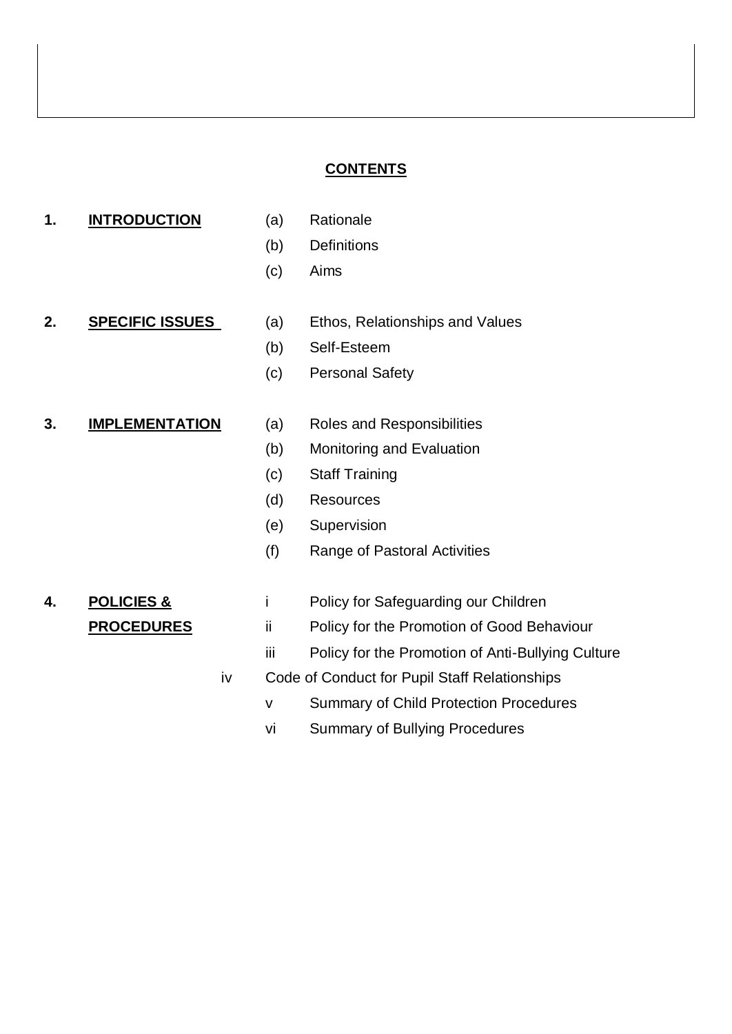## CONTENTS

**1. INTRODUCTION**
- (a) Rationale
- (b) Definitions
- (c) Aims

**2. SPECIFIC ISSUES**
- (a) Ethos, Relationships and Values
- (b) Self-Esteem
- (c) Personal Safety

**3. IMPLEMENTATION**
- (a) Roles and Responsibilities
- (b) Monitoring and Evaluation
- (c) Staff Training
- (d) Resources
- (e) Supervision
- (f) Range of Pastoral Activities

**4. POLICIES & PROCEDURES**
- i Policy for Safeguarding our Children
- ii Policy for the Promotion of Good Behaviour
- iii Policy for the Promotion of Anti-Bullying Culture
- iv Code of Conduct for Pupil Staff Relationships
- v Summary of Child Protection Procedures
- vi Summary of Bullying Procedures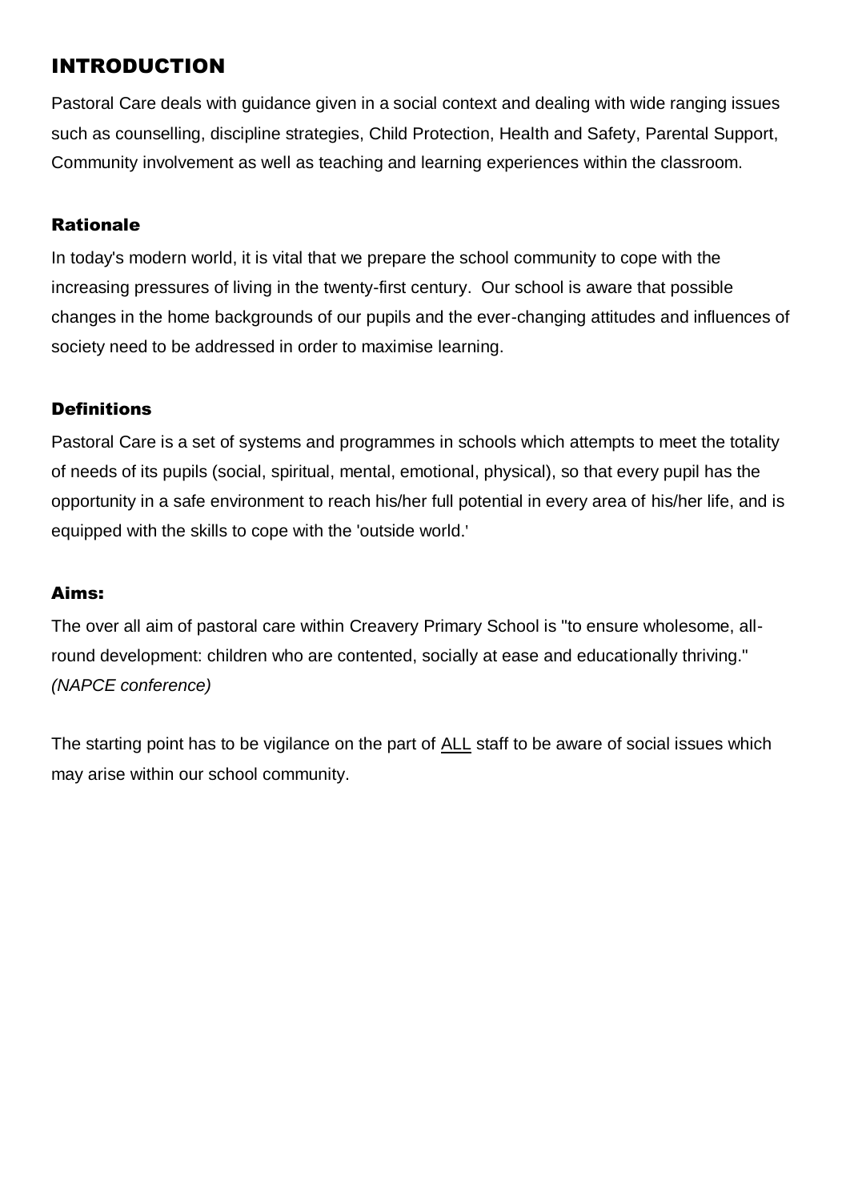# INTRODUCTION

Pastoral Care deals with guidance given in a social context and dealing with wide ranging issues such as counselling, discipline strategies, Child Protection, Health and Safety, Parental Support, Community involvement as well as teaching and learning experiences within the classroom.

### Rationale

In today's modern world, it is vital that we prepare the school community to cope with the increasing pressures of living in the twenty-first century. Our school is aware that possible changes in the home backgrounds of our pupils and the ever-changing attitudes and influences of society need to be addressed in order to maximise learning.

### Definitions

Pastoral Care is a set of systems and programmes in schools which attempts to meet the totality of needs of its pupils (social, spiritual, mental, emotional, physical), so that every pupil has the opportunity in a safe environment to reach his/her full potential in every area of his/her life, and is equipped with the skills to cope with the 'outside world.'

### Aims:

The over all aim of pastoral care within Creavery Primary School is "to ensure wholesome, all-round development: children who are contented, socially at ease and educationally thriving." *(NAPCE conference)*

The starting point has to be vigilance on the part of <u>ALL</u> staff to be aware of social issues which may arise within our school community.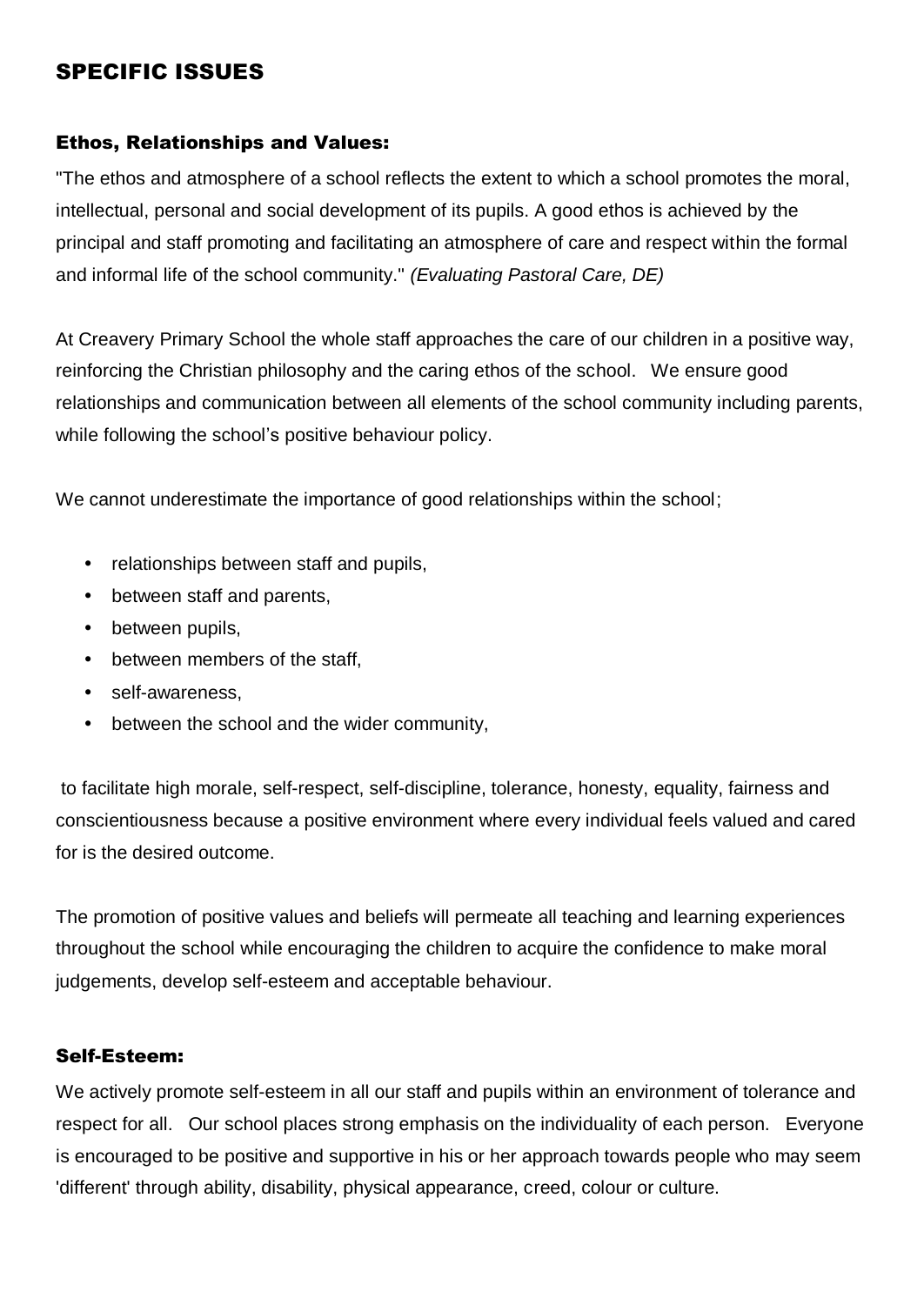## SPECIFIC ISSUES

### Ethos, Relationships and Values:

"The ethos and atmosphere of a school reflects the extent to which a school promotes the moral, intellectual, personal and social development of its pupils. A good ethos is achieved by the principal and staff promoting and facilitating an atmosphere of care and respect within the formal and informal life of the school community." *(Evaluating Pastoral Care, DE)*

At Creavery Primary School the whole staff approaches the care of our children in a positive way, reinforcing the Christian philosophy and the caring ethos of the school. We ensure good relationships and communication between all elements of the school community including parents, while following the school's positive behaviour policy.

We cannot underestimate the importance of good relationships within the school;

- relationships between staff and pupils,
- between staff and parents,
- between pupils,
- between members of the staff,
- self-awareness,
- between the school and the wider community,

to facilitate high morale, self-respect, self-discipline, tolerance, honesty, equality, fairness and conscientiousness because a positive environment where every individual feels valued and cared for is the desired outcome.

The promotion of positive values and beliefs will permeate all teaching and learning experiences throughout the school while encouraging the children to acquire the confidence to make moral judgements, develop self-esteem and acceptable behaviour.

### Self-Esteem:

We actively promote self-esteem in all our staff and pupils within an environment of tolerance and respect for all. Our school places strong emphasis on the individuality of each person. Everyone is encouraged to be positive and supportive in his or her approach towards people who may seem 'different' through ability, disability, physical appearance, creed, colour or culture.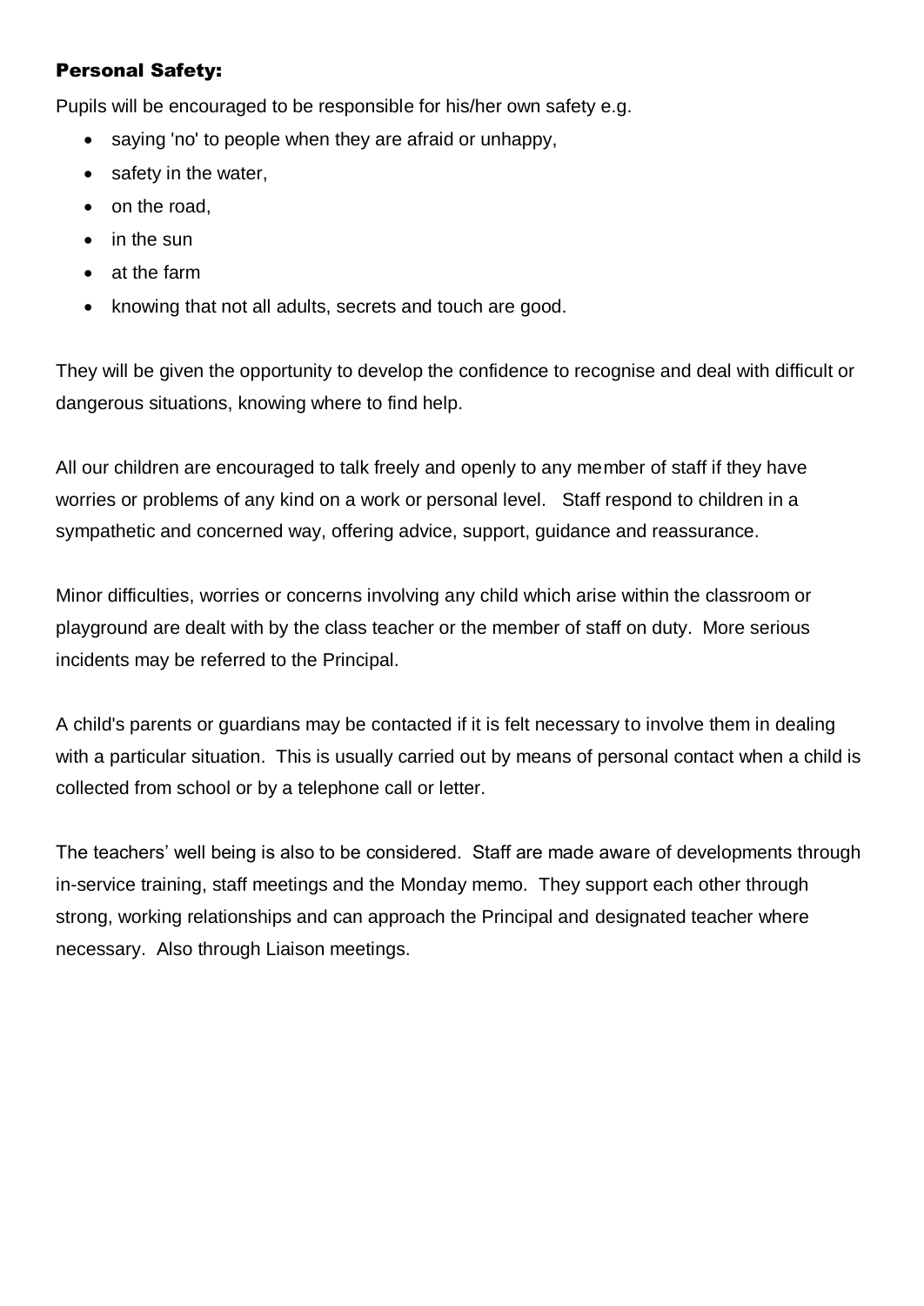## Personal Safety:

Pupils will be encouraged to be responsible for his/her own safety e.g.

- saying 'no' to people when they are afraid or unhappy,
- safety in the water,
- on the road,
- in the sun
- at the farm
- knowing that not all adults, secrets and touch are good.

They will be given the opportunity to develop the confidence to recognise and deal with difficult or dangerous situations, knowing where to find help.

All our children are encouraged to talk freely and openly to any member of staff if they have worries or problems of any kind on a work or personal level. Staff respond to children in a sympathetic and concerned way, offering advice, support, guidance and reassurance.

Minor difficulties, worries or concerns involving any child which arise within the classroom or playground are dealt with by the class teacher or the member of staff on duty. More serious incidents may be referred to the Principal.

A child's parents or guardians may be contacted if it is felt necessary to involve them in dealing with a particular situation. This is usually carried out by means of personal contact when a child is collected from school or by a telephone call or letter.

The teachers' well being is also to be considered. Staff are made aware of developments through in-service training, staff meetings and the Monday memo. They support each other through strong, working relationships and can approach the Principal and designated teacher where necessary. Also through Liaison meetings.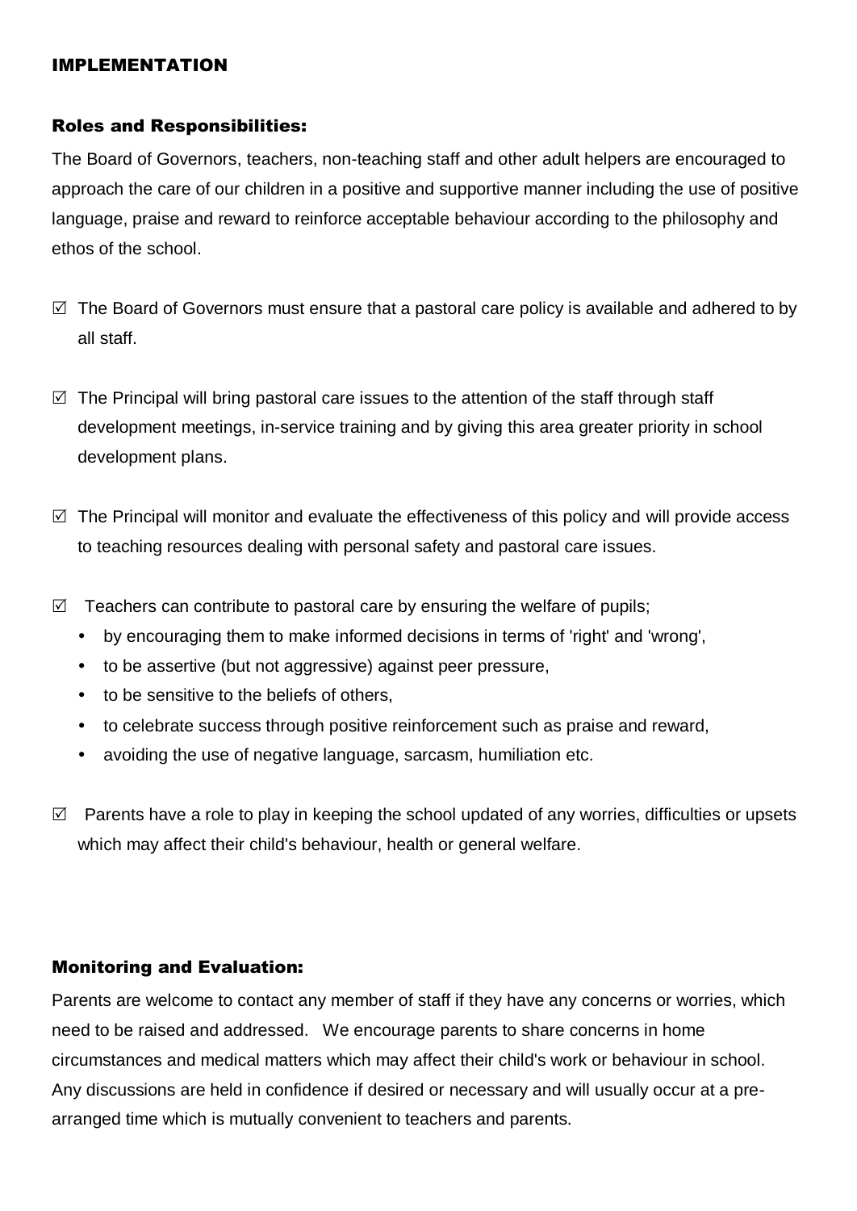## IMPLEMENTATION

### Roles and Responsibilities:

The Board of Governors, teachers, non-teaching staff and other adult helpers are encouraged to approach the care of our children in a positive and supportive manner including the use of positive language, praise and reward to reinforce acceptable behaviour according to the philosophy and ethos of the school.

- ☑ The Board of Governors must ensure that a pastoral care policy is available and adhered to by all staff.

- ☑ The Principal will bring pastoral care issues to the attention of the staff through staff development meetings, in-service training and by giving this area greater priority in school development plans.

- ☑ The Principal will monitor and evaluate the effectiveness of this policy and will provide access to teaching resources dealing with personal safety and pastoral care issues.

- ☑ Teachers can contribute to pastoral care by ensuring the welfare of pupils;
  - by encouraging them to make informed decisions in terms of 'right' and 'wrong',
  - to be assertive (but not aggressive) against peer pressure,
  - to be sensitive to the beliefs of others,
  - to celebrate success through positive reinforcement such as praise and reward,
  - avoiding the use of negative language, sarcasm, humiliation etc.

- ☑ Parents have a role to play in keeping the school updated of any worries, difficulties or upsets which may affect their child's behaviour, health or general welfare.

### Monitoring and Evaluation:

Parents are welcome to contact any member of staff if they have any concerns or worries, which need to be raised and addressed. We encourage parents to share concerns in home circumstances and medical matters which may affect their child's work or behaviour in school. Any discussions are held in confidence if desired or necessary and will usually occur at a pre-arranged time which is mutually convenient to teachers and parents.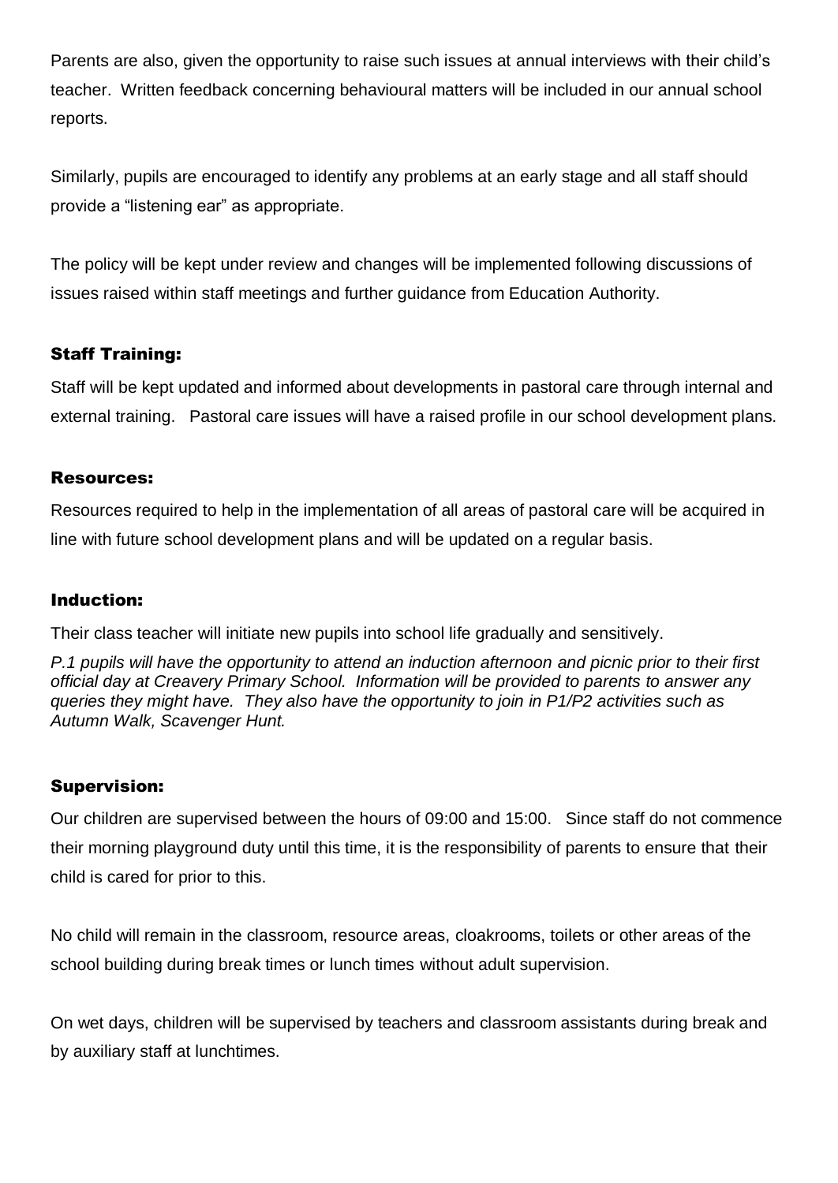Parents are also, given the opportunity to raise such issues at annual interviews with their child's teacher. Written feedback concerning behavioural matters will be included in our annual school reports.

Similarly, pupils are encouraged to identify any problems at an early stage and all staff should provide a "listening ear" as appropriate.

The policy will be kept under review and changes will be implemented following discussions of issues raised within staff meetings and further guidance from Education Authority.

## Staff Training:

Staff will be kept updated and informed about developments in pastoral care through internal and external training. Pastoral care issues will have a raised profile in our school development plans.

## Resources:

Resources required to help in the implementation of all areas of pastoral care will be acquired in line with future school development plans and will be updated on a regular basis.

## Induction:

Their class teacher will initiate new pupils into school life gradually and sensitively.

*P.1 pupils will have the opportunity to attend an induction afternoon and picnic prior to their first official day at Creavery Primary School. Information will be provided to parents to answer any queries they might have. They also have the opportunity to join in P1/P2 activities such as Autumn Walk, Scavenger Hunt.*

## Supervision:

Our children are supervised between the hours of 09:00 and 15:00. Since staff do not commence their morning playground duty until this time, it is the responsibility of parents to ensure that their child is cared for prior to this.

No child will remain in the classroom, resource areas, cloakrooms, toilets or other areas of the school building during break times or lunch times without adult supervision.

On wet days, children will be supervised by teachers and classroom assistants during break and by auxiliary staff at lunchtimes.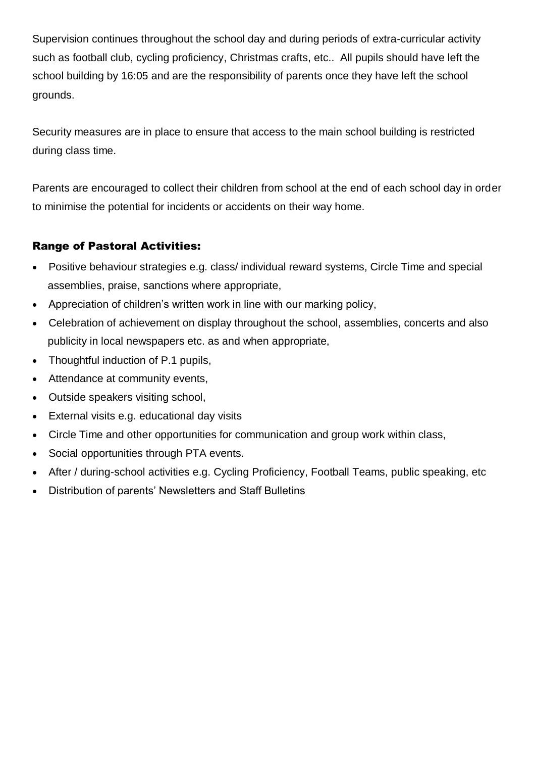Supervision continues throughout the school day and during periods of extra-curricular activity such as football club, cycling proficiency, Christmas crafts, etc.. All pupils should have left the school building by 16:05 and are the responsibility of parents once they have left the school grounds.

Security measures are in place to ensure that access to the main school building is restricted during class time.

Parents are encouraged to collect their children from school at the end of each school day in order to minimise the potential for incidents or accidents on their way home.

### Range of Pastoral Activities:

- Positive behaviour strategies e.g. class/ individual reward systems, Circle Time and special assemblies, praise, sanctions where appropriate,
- Appreciation of children's written work in line with our marking policy,
- Celebration of achievement on display throughout the school, assemblies, concerts and also publicity in local newspapers etc. as and when appropriate,
- Thoughtful induction of P.1 pupils,
- Attendance at community events,
- Outside speakers visiting school,
- External visits e.g. educational day visits
- Circle Time and other opportunities for communication and group work within class,
- Social opportunities through PTA events.
- After / during-school activities e.g. Cycling Proficiency, Football Teams, public speaking, etc
- Distribution of parents' Newsletters and Staff Bulletins